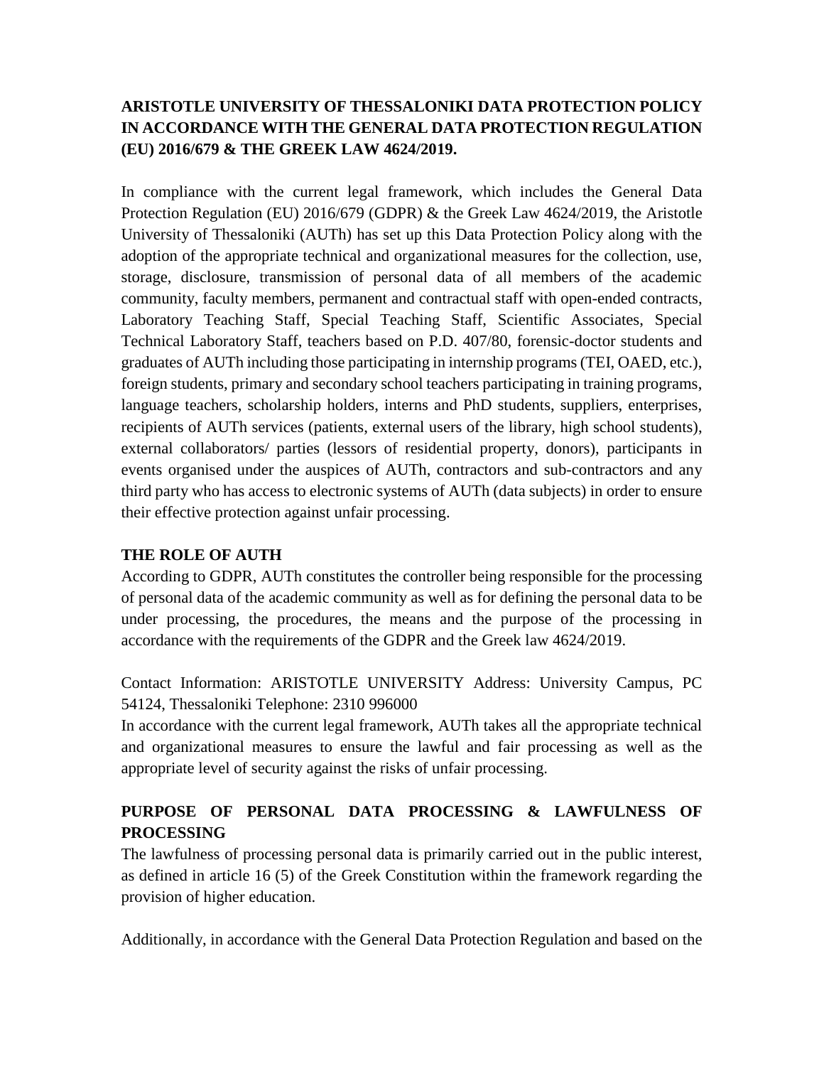# ARISTOTLE UNIVERSITY OF THESSALONIKI DATA PROTECTION POLICY IN ACCORDANCE WITH THE GENERAL DATA PROTECTION REGULATION (EU) 2016/679 & THE GREEK LAW 4624/2019.

In compliance with the current legal framework, which includes the General Data Protection Regulation (EU) 2016/679 (GDPR) & the Greek Law 4624/2019, the Aristotle University of Thessaloniki (AUTh) has set up this Data Protection Policy along with the adoption of the appropriate technical and organizational measures for the collection, use, storage, disclosure, transmission of personal data of all members of the academic community, faculty members, permanent and contractual staff with open-ended contracts, Laboratory Teaching Staff, Special Teaching Staff, Scientific Associates, Special Technical Laboratory Staff, teachers based on P.D. 407/80, forensic-doctor students and graduates of AUTh including those participating in internship programs (TEI, OAED, etc.), foreign students, primary and secondary school teachers participating in training programs, language teachers, scholarship holders, interns and PhD students, suppliers, enterprises, recipients of AUTh services (patients, external users of the library, high school students), external collaborators/ parties (lessors of residential property, donors), participants in events organised under the auspices of AUTh, contractors and sub-contractors and any third party who has access to electronic systems of AUTh (data subjects) in order to ensure their effective protection against unfair processing.

## THE ROLE OF AUTH

According to GDPR, AUTh constitutes the controller being responsible for the processing of personal data of the academic community as well as for defining the personal data to be under processing, the procedures, the means and the purpose of the processing in accordance with the requirements of the GDPR and the Greek law 4624/2019.

Contact Information: ARISTOTLE UNIVERSITY Address: University Campus, PC 54124, Thessaloniki Telephone: 2310 996000
In accordance with the current legal framework, AUTh takes all the appropriate technical and organizational measures to ensure the lawful and fair processing as well as the appropriate level of security against the risks of unfair processing.

## PURPOSE OF PERSONAL DATA PROCESSING & LAWFULNESS OF PROCESSING

The lawfulness of processing personal data is primarily carried out in the public interest, as defined in article 16 (5) of the Greek Constitution within the framework regarding the provision of higher education.

Additionally, in accordance with the General Data Protection Regulation and based on the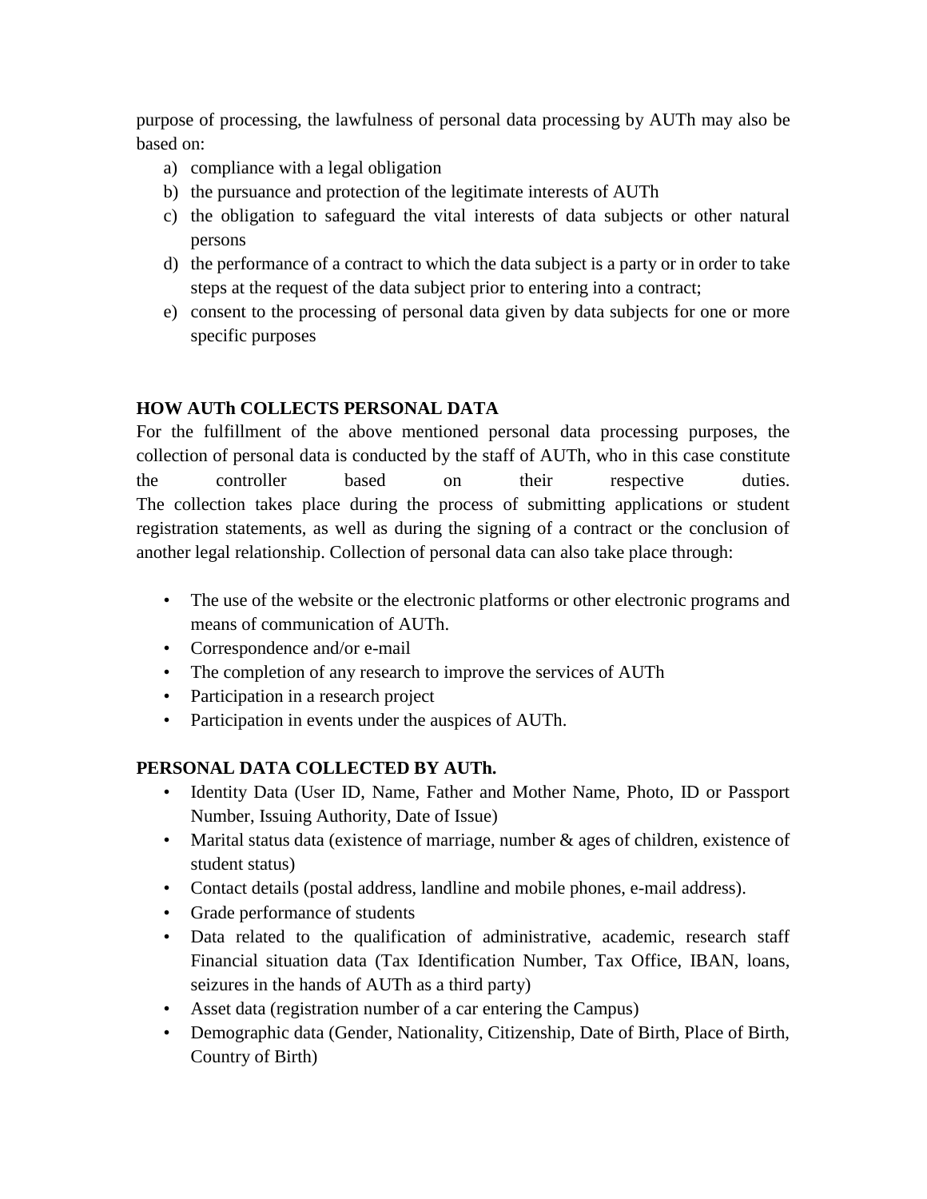purpose of processing, the lawfulness of personal data processing by AUTh may also be based on:

a) compliance with a legal obligation
b) the pursuance and protection of the legitimate interests of AUTh
c) the obligation to safeguard the vital interests of data subjects or other natural persons
d) the performance of a contract to which the data subject is a party or in order to take steps at the request of the data subject prior to entering into a contract;
e) consent to the processing of personal data given by data subjects for one or more specific purposes

**HOW AUTh COLLECTS PERSONAL DATA**

For the fulfillment of the above mentioned personal data processing purposes, the collection of personal data is conducted by the staff of AUTh, who in this case constitute the controller based on their respective duties.
The collection takes place during the process of submitting applications or student registration statements, as well as during the signing of a contract or the conclusion of another legal relationship. Collection of personal data can also take place through:

- The use of the website or the electronic platforms or other electronic programs and means of communication of AUTh.
- Correspondence and/or e-mail
- The completion of any research to improve the services of AUTh
- Participation in a research project
- Participation in events under the auspices of AUTh.

**PERSONAL DATA COLLECTED BY AUTh.**

- Identity Data (User ID, Name, Father and Mother Name, Photo, ID or Passport Number, Issuing Authority, Date of Issue)
- Marital status data (existence of marriage, number & ages of children, existence of student status)
- Contact details (postal address, landline and mobile phones, e-mail address).
- Grade performance of students
- Data related to the qualification of administrative, academic, research staff Financial situation data (Tax Identification Number, Tax Office, IBAN, loans, seizures in the hands of AUTh as a third party)
- Asset data (registration number of a car entering the Campus)
- Demographic data (Gender, Nationality, Citizenship, Date of Birth, Place of Birth, Country of Birth)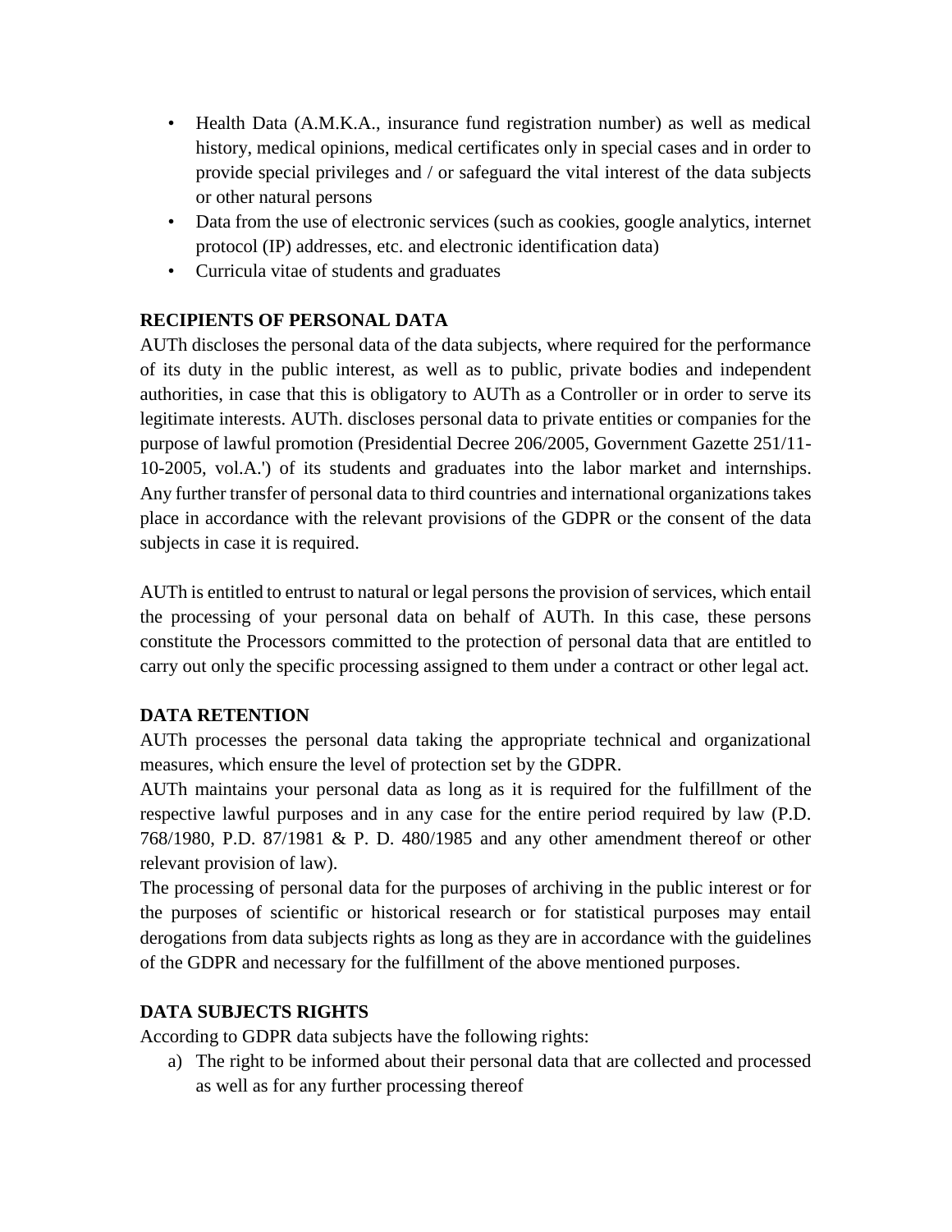- Health Data (A.M.K.A., insurance fund registration number) as well as medical history, medical opinions, medical certificates only in special cases and in order to provide special privileges and / or safeguard the vital interest of the data subjects or other natural persons
- Data from the use of electronic services (such as cookies, google analytics, internet protocol (IP) addresses, etc. and electronic identification data)
- Curricula vitae of students and graduates

**RECIPIENTS OF PERSONAL DATA**

AUTh discloses the personal data of the data subjects, where required for the performance of its duty in the public interest, as well as to public, private bodies and independent authorities, in case that this is obligatory to AUTh as a Controller or in order to serve its legitimate interests. AUTh. discloses personal data to private entities or companies for the purpose of lawful promotion (Presidential Decree 206/2005, Government Gazette 251/11-10-2005, vol.A.') of its students and graduates into the labor market and internships. Any further transfer of personal data to third countries and international organizations takes place in accordance with the relevant provisions of the GDPR or the consent of the data subjects in case it is required.

AUTh is entitled to entrust to natural or legal persons the provision of services, which entail the processing of your personal data on behalf of AUTh. In this case, these persons constitute the Processors committed to the protection of personal data that are entitled to carry out only the specific processing assigned to them under a contract or other legal act.

**DATA RETENTION**

AUTh processes the personal data taking the appropriate technical and organizational measures, which ensure the level of protection set by the GDPR.

AUTh maintains your personal data as long as it is required for the fulfillment of the respective lawful purposes and in any case for the entire period required by law (P.D. 768/1980, P.D. 87/1981 & P. D. 480/1985 and any other amendment thereof or other relevant provision of law).

The processing of personal data for the purposes of archiving in the public interest or for the purposes of scientific or historical research or for statistical purposes may entail derogations from data subjects rights as long as they are in accordance with the guidelines of the GDPR and necessary for the fulfillment of the above mentioned purposes.

**DATA SUBJECTS RIGHTS**

According to GDPR data subjects have the following rights:

a) The right to be informed about their personal data that are collected and processed as well as for any further processing thereof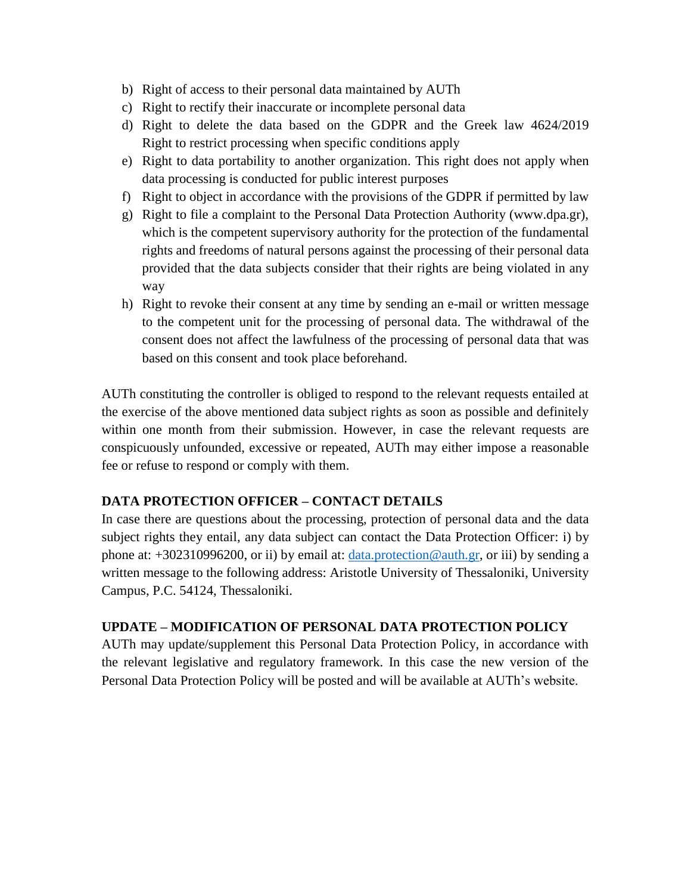b) Right of access to their personal data maintained by AUTh
c) Right to rectify their inaccurate or incomplete personal data
d) Right to delete the data based on the GDPR and the Greek law 4624/2019 Right to restrict processing when specific conditions apply
e) Right to data portability to another organization. This right does not apply when data processing is conducted for public interest purposes
f) Right to object in accordance with the provisions of the GDPR if permitted by law
g) Right to file a complaint to the Personal Data Protection Authority (www.dpa.gr), which is the competent supervisory authority for the protection of the fundamental rights and freedoms of natural persons against the processing of their personal data provided that the data subjects consider that their rights are being violated in any way
h) Right to revoke their consent at any time by sending an e-mail or written message to the competent unit for the processing of personal data. The withdrawal of the consent does not affect the lawfulness of the processing of personal data that was based on this consent and took place beforehand.

AUTh constituting the controller is obliged to respond to the relevant requests entailed at the exercise of the above mentioned data subject rights as soon as possible and definitely within one month from their submission. However, in case the relevant requests are conspicuously unfounded, excessive or repeated, AUTh may either impose a reasonable fee or refuse to respond or comply with them.

**DATA PROTECTION OFFICER – CONTACT DETAILS**

In case there are questions about the processing, protection of personal data and the data subject rights they entail, any data subject can contact the Data Protection Officer: i) by phone at: +302310996200, or ii) by email at: data.protection@auth.gr, or iii) by sending a written message to the following address: Aristotle University of Thessaloniki, University Campus, P.C. 54124, Thessaloniki.

**UPDATE – MODIFICATION OF PERSONAL DATA PROTECTION POLICY**

AUTh may update/supplement this Personal Data Protection Policy, in accordance with the relevant legislative and regulatory framework. In this case the new version of the Personal Data Protection Policy will be posted and will be available at AUTh's website.